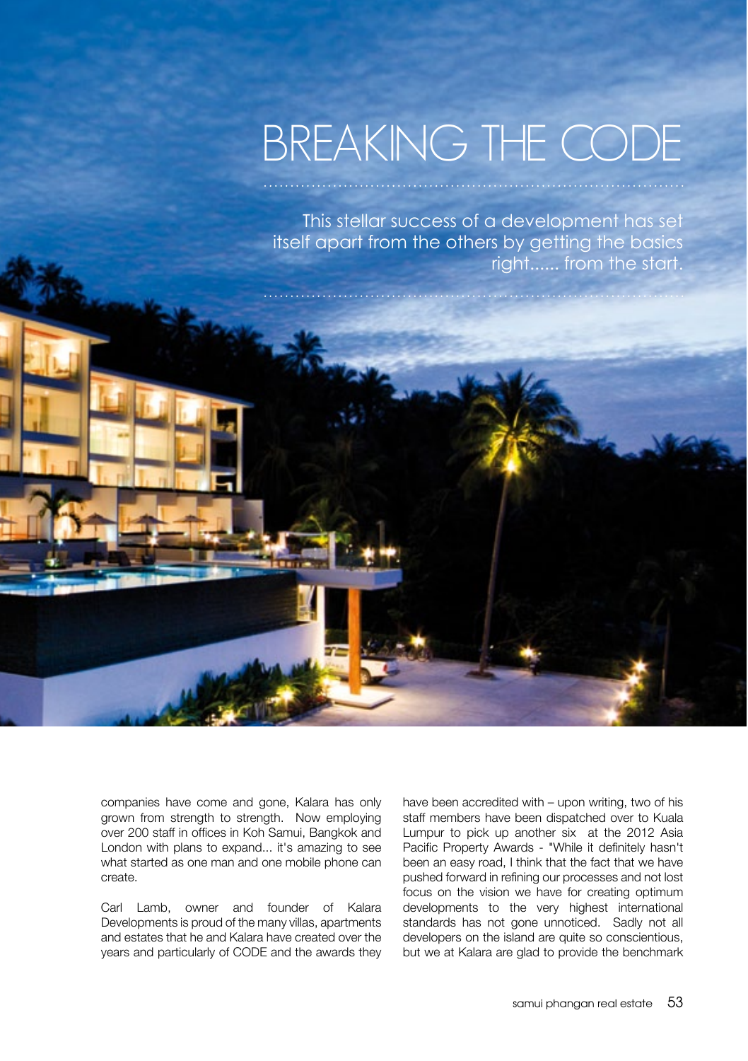# BREAKING THE CODE

This stellar success of a development has set itself apart from the others by getting the basics right...... from the start.

companies have come and gone, Kalara has only grown from strength to strength. Now employing over 200 staff in offices in Koh Samui, Bangkok and London with plans to expand... it's amazing to see what started as one man and one mobile phone can create.

Carl Lamb, owner and founder of Kalara Developments is proud of the many villas, apartments and estates that he and Kalara have created over the years and particularly of CODE and the awards they have been accredited with – upon writing, two of his staff members have been dispatched over to Kuala Lumpur to pick up another six at the 2012 Asia Pacific Property Awards - "While it definitely hasn't been an easy road, I think that the fact that we have pushed forward in refining our processes and not lost focus on the vision we have for creating optimum developments to the very highest international standards has not gone unnoticed. Sadly not all developers on the island are quite so conscientious, but we at Kalara are glad to provide the benchmark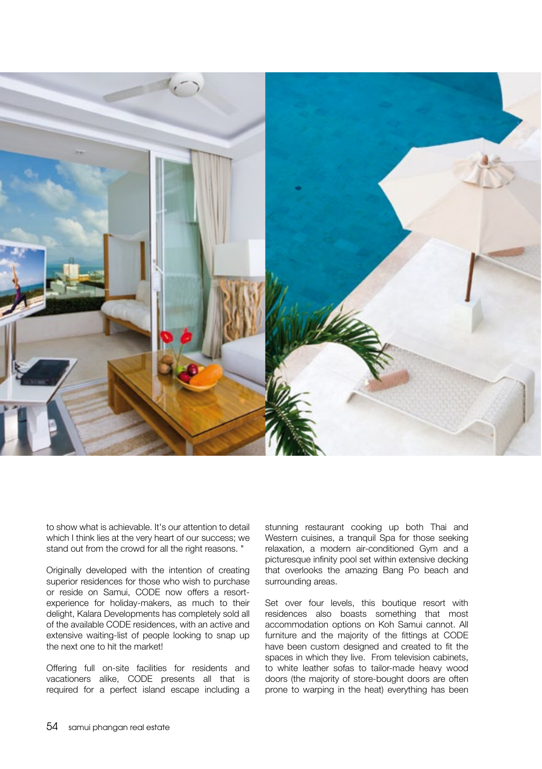to show what is achievable. It's our attention to detail which I think lies at the very heart of our success; we stand out from the crowd for all the right reasons. "

Originally developed with the intention of creating superior residences for those who wish to purchase or reside on Samui, CODE now offers a resort-experience for holiday-makers, as much to their delight, Kalara Developments has completely sold all of the available CODE residences, with an active and extensive waiting-list of people looking to snap up the next one to hit the market!

Offering full on-site facilities for residents and vacationers alike, CODE presents all that is required for a perfect island escape including a stunning restaurant cooking up both Thai and Western cuisines, a tranquil Spa for those seeking relaxation, a modern air-conditioned Gym and a picturesque infinity pool set within extensive decking that overlooks the amazing Bang Po beach and surrounding areas.

Set over four levels, this boutique resort with residences also boasts something that most accommodation options on Koh Samui cannot. All furniture and the majority of the fittings at CODE have been custom designed and created to fit the spaces in which they live. From television cabinets, to white leather sofas to tailor-made heavy wood doors (the majority of store-bought doors are often prone to warping in the heat) everything has been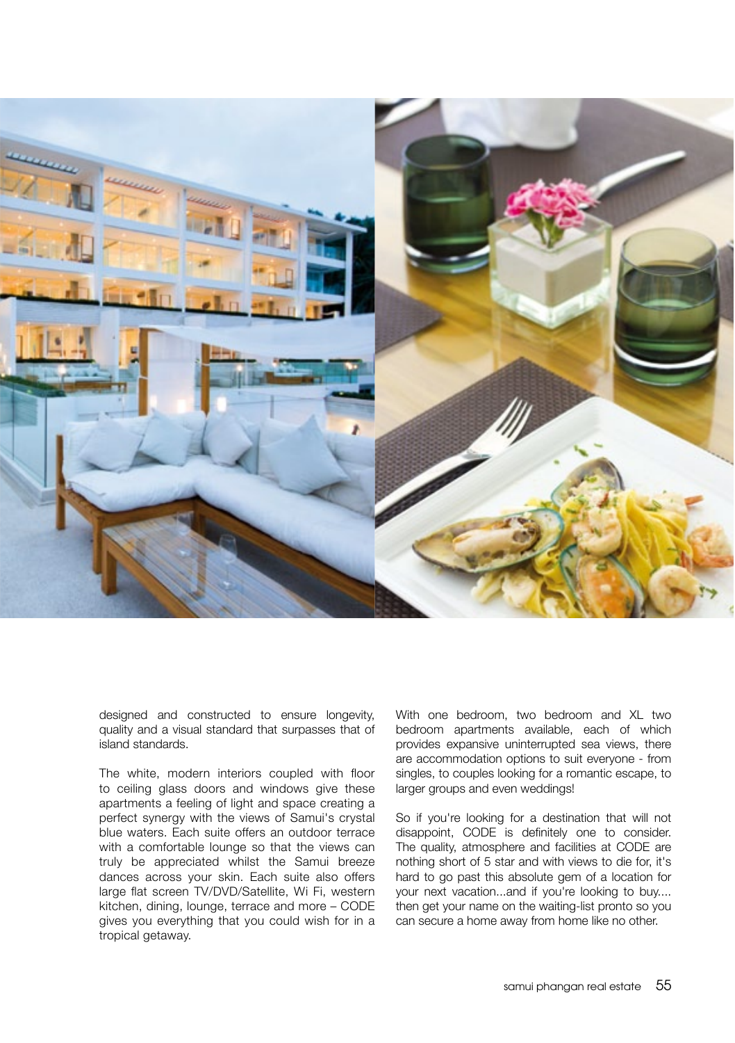designed and constructed to ensure longevity, quality and a visual standard that surpasses that of island standards.

The white, modern interiors coupled with floor to ceiling glass doors and windows give these apartments a feeling of light and space creating a perfect synergy with the views of Samui's crystal blue waters. Each suite offers an outdoor terrace with a comfortable lounge so that the views can truly be appreciated whilst the Samui breeze dances across your skin. Each suite also offers large flat screen TV/DVD/Satellite, Wi Fi, western kitchen, dining, lounge, terrace and more – CODE gives you everything that you could wish for in a tropical getaway.

With one bedroom, two bedroom and XL two bedroom apartments available, each of which provides expansive uninterrupted sea views, there are accommodation options to suit everyone - from singles, to couples looking for a romantic escape, to larger groups and even weddings!

So if you're looking for a destination that will not disappoint, CODE is definitely one to consider. The quality, atmosphere and facilities at CODE are nothing short of 5 star and with views to die for, it's hard to go past this absolute gem of a location for your next vacation...and if you're looking to buy.... then get your name on the waiting-list pronto so you can secure a home away from home like no other.